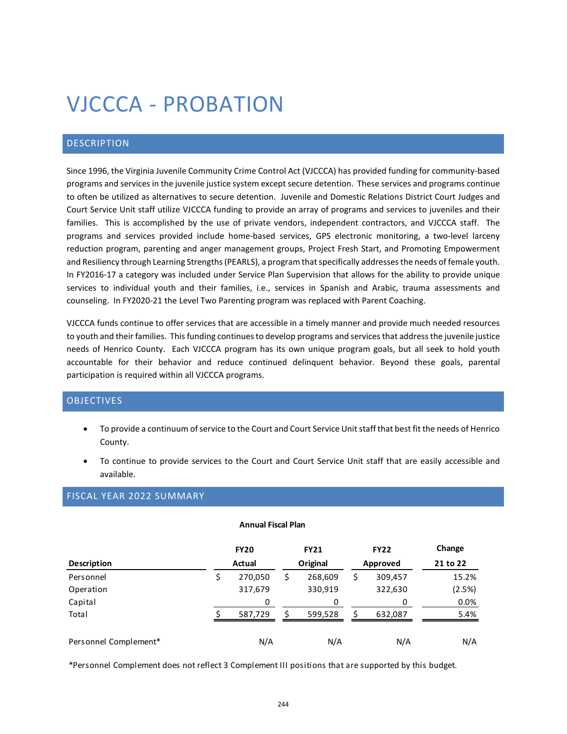# VJCCCA - PROBATION

## DESCRIPTION

Since 1996, the Virginia Juvenile Community Crime Control Act (VJCCCA) has provided funding for community-based programs and services in the juvenile justice system except secure detention. These services and programs continue to often be utilized as alternatives to secure detention. Juvenile and Domestic Relations District Court Judges and Court Service Unit staff utilize VJCCCA funding to provide an array of programs and services to juveniles and their families. This is accomplished by the use of private vendors, independent contractors, and VJCCCA staff. The programs and services provided include home-based services, GPS electronic monitoring, a two-level larceny reduction program, parenting and anger management groups, Project Fresh Start, and Promoting Empowerment and Resiliency through Learning Strengths (PEARLS), a program that specifically addresses the needs of female youth. In FY2016-17 a category was included under Service Plan Supervision that allows for the ability to provide unique services to individual youth and their families, i.e., services in Spanish and Arabic, trauma assessments and counseling. In FY2020-21 the Level Two Parenting program was replaced with Parent Coaching.

VJCCCA funds continue to offer services that are accessible in a timely manner and provide much needed resources to youth and their families. This funding continues to develop programs and services that address the juvenile justice needs of Henrico County. Each VJCCCA program has its own unique program goals, but all seek to hold youth accountable for their behavior and reduce continued delinquent behavior. Beyond these goals, parental participation is required within all VJCCCA programs.

## OBJECTIVES

- To provide a continuum of service to the Court and Court Service Unit staff that best fit the needs of Henrico County.
- To continue to provide services to the Court and Court Service Unit staff that are easily accessible and available.

## FISCAL YEAR 2022 SUMMARY

**Annual Fiscal Plan**

| Description | FY20 Actual | FY21 Original | FY22 Approved | Change 21 to 22 |
|---|---|---|---|---|
| Personnel | $ 270,050 | $ 268,609 | $ 309,457 | 15.2% |
| Operation | 317,679 | 330,919 | 322,630 | (2.5%) |
| Capital | 0 | 0 | 0 | 0.0% |
| Total | $ 587,729 | $ 599,528 | $ 632,087 | 5.4% |
| | | | | |
| Personnel Complement* | N/A | N/A | N/A | N/A |

*Personnel Complement does not reflect 3 Complement III positions that are supported by this budget.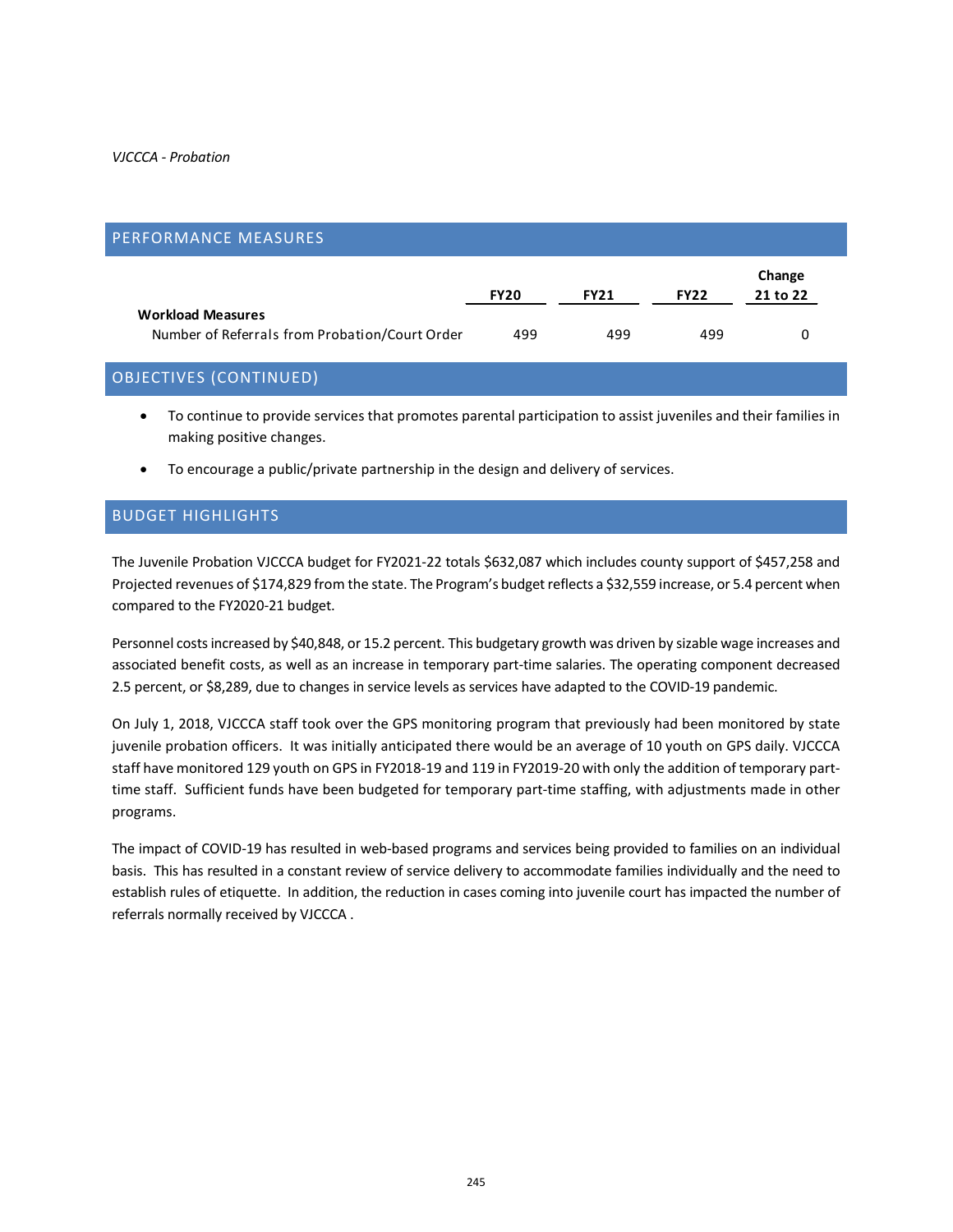*VJCCCA - Probation*

## PERFORMANCE MEASURES

| | FY20 | FY21 | FY22 | Change 21 to 22 |
|---|---|---|---|---|
| **Workload Measures** | | | | |
| Number of Referrals from Probation/Court Order | 499 | 499 | 499 | 0 |

## OBJECTIVES (CONTINUED)

- To continue to provide services that promotes parental participation to assist juveniles and their families in making positive changes.
- To encourage a public/private partnership in the design and delivery of services.

## BUDGET HIGHLIGHTS

The Juvenile Probation VJCCCA budget for FY2021-22 totals $632,087 which includes county support of $457,258 and Projected revenues of $174,829 from the state. The Program's budget reflects a $32,559 increase, or 5.4 percent when compared to the FY2020-21 budget.

Personnel costs increased by $40,848, or 15.2 percent. This budgetary growth was driven by sizable wage increases and associated benefit costs, as well as an increase in temporary part-time salaries. The operating component decreased 2.5 percent, or $8,289, due to changes in service levels as services have adapted to the COVID-19 pandemic.

On July 1, 2018, VJCCCA staff took over the GPS monitoring program that previously had been monitored by state juvenile probation officers. It was initially anticipated there would be an average of 10 youth on GPS daily. VJCCCA staff have monitored 129 youth on GPS in FY2018-19 and 119 in FY2019-20 with only the addition of temporary part-time staff. Sufficient funds have been budgeted for temporary part-time staffing, with adjustments made in other programs.

The impact of COVID-19 has resulted in web-based programs and services being provided to families on an individual basis. This has resulted in a constant review of service delivery to accommodate families individually and the need to establish rules of etiquette. In addition, the reduction in cases coming into juvenile court has impacted the number of referrals normally received by VJCCCA .